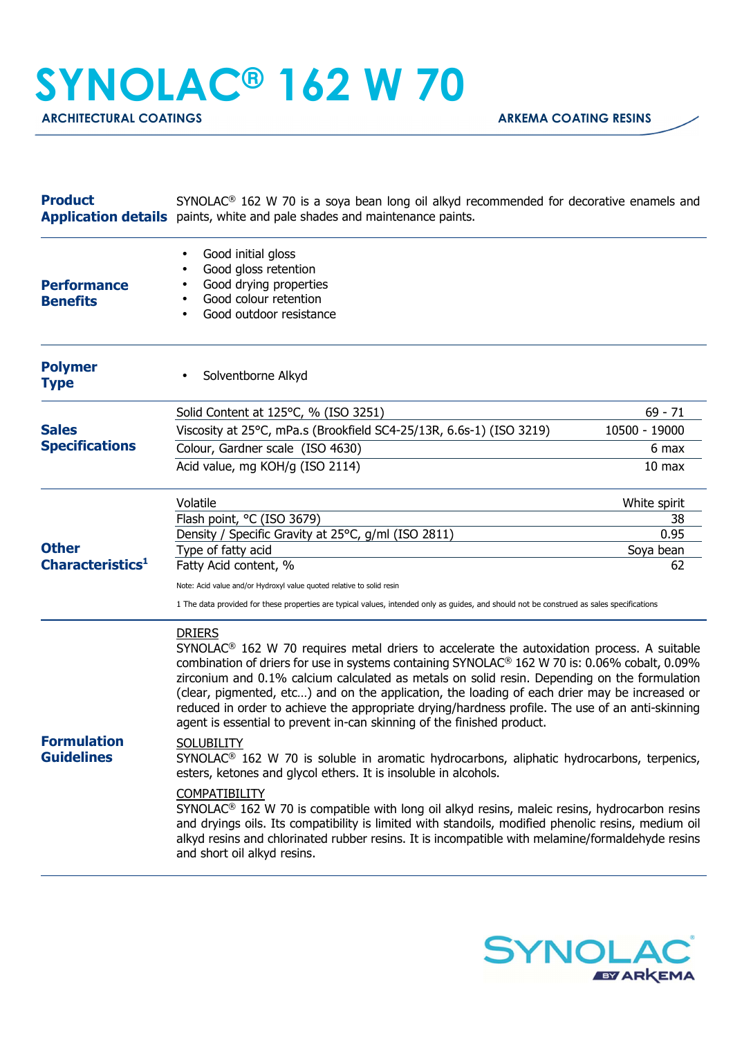# SYNOLAC® 162 W 70

**ARCHITECTURAL COATINGS** — **ARKEMA COATING RESINS**

## Product Application details

SYNOLAC® 162 W 70 is a soya bean long oil alkyd recommended for decorative enamels and paints, white and pale shades and maintenance paints.

## Performance Benefits

- Good initial gloss
- Good gloss retention
- Good drying properties
- Good colour retention
- Good outdoor resistance

## Polymer Type

- Solventborne Alkyd

## Sales Specifications

| Property | Value |
|---|---|
| Solid Content at 125°C, % (ISO 3251) | 69 - 71 |
| Viscosity at 25°C, mPa.s (Brookfield SC4-25/13R, 6.6s-1) (ISO 3219) | 10500 - 19000 |
| Colour, Gardner scale (ISO 4630) | 6 max |
| Acid value, mg KOH/g (ISO 2114) | 10 max |

## Other Characteristics[1]

| Property | Value |
|---|---|
| Volatile | White spirit |
| Flash point, °C (ISO 3679) | 38 |
| Density / Specific Gravity at 25°C, g/ml (ISO 2811) | 0.95 |
| Type of fatty acid | Soya bean |
| Fatty Acid content, % | 62 |

Note: Acid value and/or Hydroxyl value quoted relative to solid resin

1 The data provided for these properties are typical values, intended only as guides, and should not be construed as sales specifications

## Formulation Guidelines

DRIERS

SYNOLAC® 162 W 70 requires metal driers to accelerate the autoxidation process. A suitable combination of driers for use in systems containing SYNOLAC® 162 W 70 is: 0.06% cobalt, 0.09% zirconium and 0.1% calcium calculated as metals on solid resin. Depending on the formulation (clear, pigmented, etc…) and on the application, the loading of each drier may be increased or reduced in order to achieve the appropriate drying/hardness profile. The use of an anti-skinning agent is essential to prevent in-can skinning of the finished product.

SOLUBILITY

SYNOLAC® 162 W 70 is soluble in aromatic hydrocarbons, aliphatic hydrocarbons, terpenics, esters, ketones and glycol ethers. It is insoluble in alcohols.

COMPATIBILITY

SYNOLAC® 162 W 70 is compatible with long oil alkyd resins, maleic resins, hydrocarbon resins and dryings oils. Its compatibility is limited with standoils, modified phenolic resins, medium oil alkyd resins and chlorinated rubber resins. It is incompatible with melamine/formaldehyde resins and short oil alkyd resins.

SYNOLAC BY ARKEMA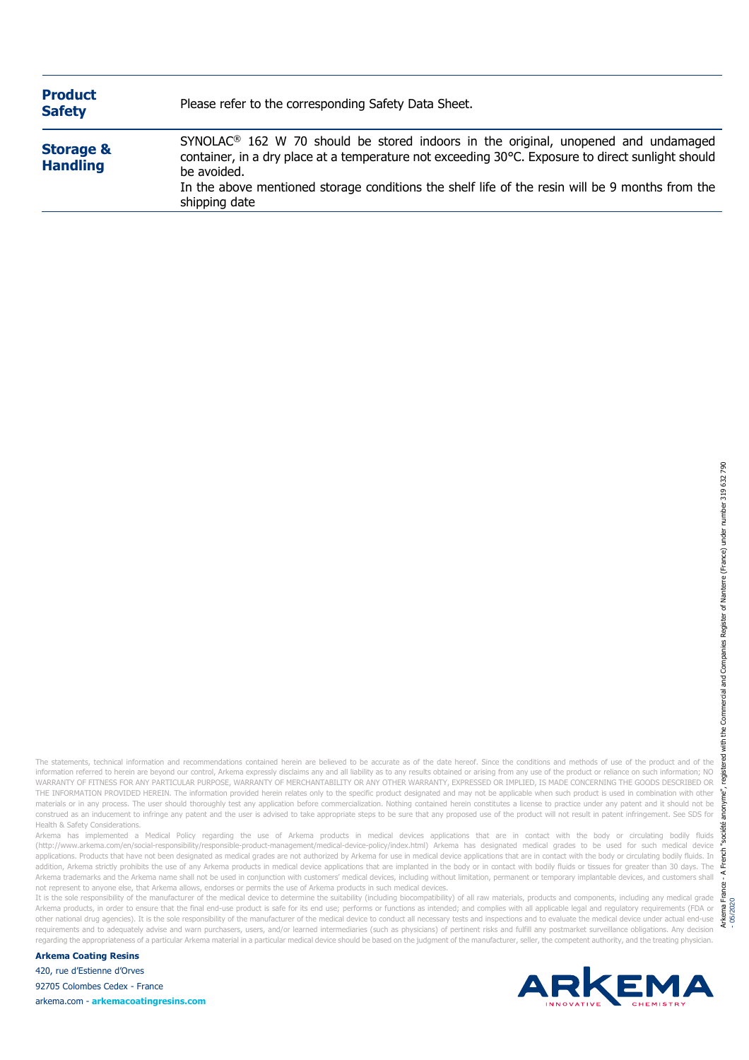| | |
|---|---|
| **Product Safety** | Please refer to the corresponding Safety Data Sheet. |
| **Storage & Handling** | SYNOLAC® 162 W 70 should be stored indoors in the original, unopened and undamaged container, in a dry place at a temperature not exceeding 30°C. Exposure to direct sunlight should be avoided.<br>In the above mentioned storage conditions the shelf life of the resin will be 9 months from the shipping date |

The statements, technical information and recommendations contained herein are believed to be accurate as of the date hereof. Since the conditions and methods of use of the product and of the information referred to herein are beyond our control, Arkema expressly disclaims any and all liability as to any results obtained or arising from any use of the product or reliance on such information; NO WARRANTY OF FITNESS FOR ANY PARTICULAR PURPOSE, WARRANTY OF MERCHANTABILITY OR ANY OTHER WARRANTY, EXPRESSED OR IMPLIED, IS MADE CONCERNING THE GOODS DESCRIBED OR THE INFORMATION PROVIDED HEREIN. The information provided herein relates only to the specific product designated and may not be applicable when such product is used in combination with other materials or in any process. The user should thoroughly test any application before commercialization. Nothing contained herein constitutes a license to practice under any patent and it should not be construed as an inducement to infringe any patent and the user is advised to take appropriate steps to be sure that any proposed use of the product will not result in patent infringement. See SDS for Health & Safety Considerations.

Arkema has implemented a Medical Policy regarding the use of Arkema products in medical devices applications that are in contact with the body or circulating bodily fluids (http://www.arkema.com/en/social-responsibility/responsible-product-management/medical-device-policy/index.html) Arkema has designated medical grades to be used for such medical device applications. Products that have not been designated as medical grades are not authorized by Arkema for use in medical device applications that are in contact with the body or circulating bodily fluids. In addition, Arkema strictly prohibits the use of any Arkema products in medical device applications that are implanted in the body or in contact with bodily fluids or tissues for greater than 30 days. The Arkema trademarks and the Arkema name shall not be used in conjunction with customers' medical devices, including without limitation, permanent or temporary implantable devices, and customers shall not represent to anyone else, that Arkema allows, endorses or permits the use of Arkema products in such medical devices.

It is the sole responsibility of the manufacturer of the medical device to determine the suitability (including biocompatibility) of all raw materials, products and components, including any medical grade Arkema products, in order to ensure that the final end-use product is safe for its end use; performs or functions as intended; and complies with all applicable legal and regulatory requirements (FDA or other national drug agencies). It is the sole responsibility of the manufacturer of the medical device to conduct all necessary tests and inspections and to evaluate the medical device under actual end-use requirements and to adequately advise and warn purchasers, users, and/or learned intermediaries (such as physicians) of pertinent risks and fulfill any postmarket surveillance obligations. Any decision regarding the appropriateness of a particular Arkema material in a particular medical device should be based on the judgment of the manufacturer, seller, the competent authority, and the treating physician.

**Arkema Coating Resins**
420, rue d'Estienne d'Orves
92705 Colombes Cedex - France
arkema.com - **arkemacoatingresins.com**

ARKEMA INNOVATIVE CHEMISTRY

Arkema France - A French "société anonyme", registered with the Commercial and Companies Register of Nanterre (France) under number 319 632 790 - 05/2020